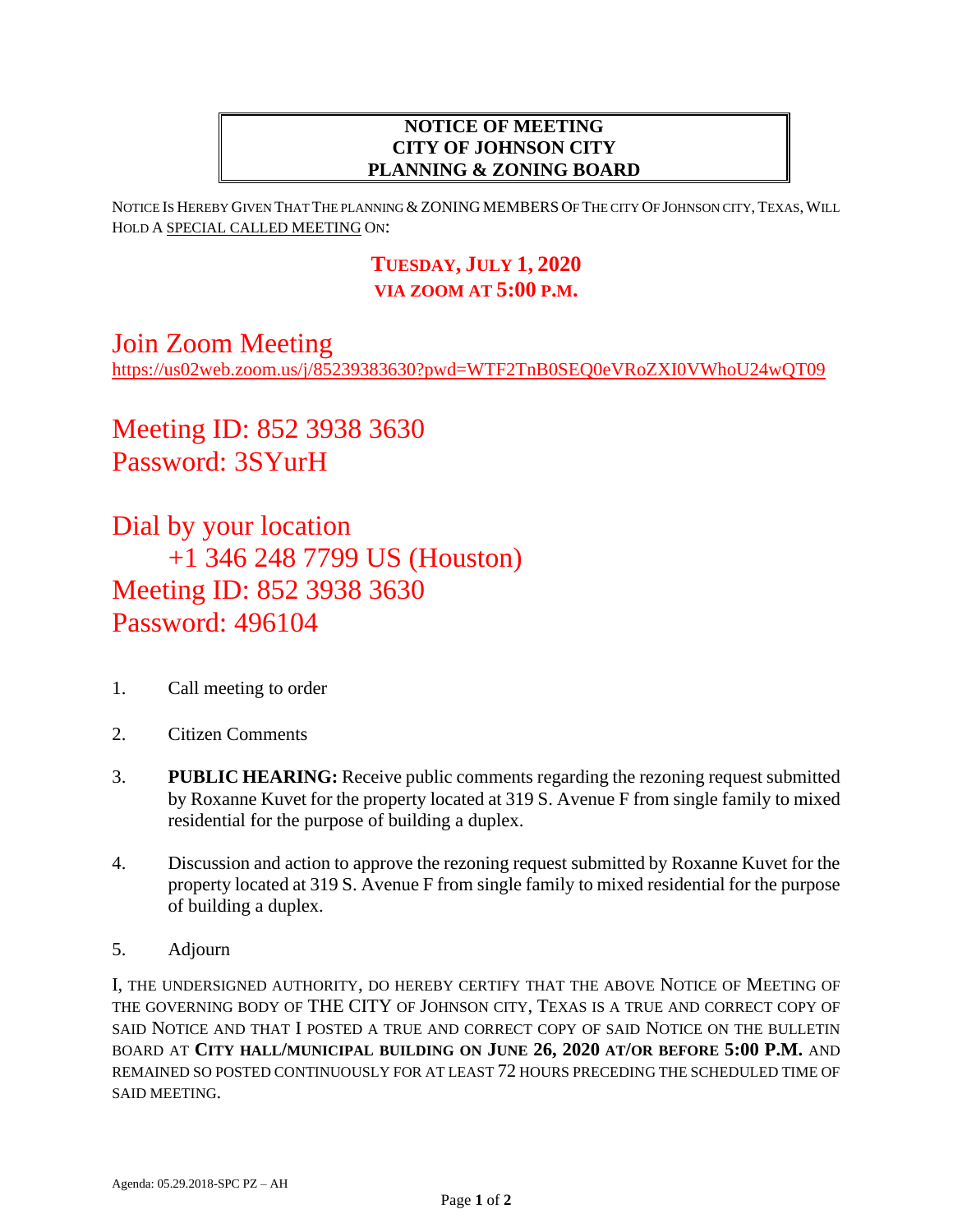**NOTICE OF MEETING**
**CITY OF JOHNSON CITY**
**PLANNING & ZONING BOARD**

NOTICE IS HEREBY GIVEN THAT THE PLANNING & ZONING MEMBERS OF THE CITY OF JOHNSON CITY, TEXAS, WILL HOLD A SPECIAL CALLED MEETING ON:

**TUESDAY, JULY 1, 2020**
**VIA ZOOM AT 5:00 P.M.**

Join Zoom Meeting
https://us02web.zoom.us/j/85239383630?pwd=WTF2TnB0SEQ0eVRoZXI0VWhoU24wQT09

Meeting ID: 852 3938 3630
Password: 3SYurH

Dial by your location
+1 346 248 7799 US (Houston)
Meeting ID: 852 3938 3630
Password: 496104

1. Call meeting to order

2. Citizen Comments

3. **PUBLIC HEARING:** Receive public comments regarding the rezoning request submitted by Roxanne Kuvet for the property located at 319 S. Avenue F from single family to mixed residential for the purpose of building a duplex.

4. Discussion and action to approve the rezoning request submitted by Roxanne Kuvet for the property located at 319 S. Avenue F from single family to mixed residential for the purpose of building a duplex.

5. Adjourn

I, THE UNDERSIGNED AUTHORITY, DO HEREBY CERTIFY THAT THE ABOVE NOTICE OF MEETING OF THE GOVERNING BODY OF THE CITY OF JOHNSON CITY, TEXAS IS A TRUE AND CORRECT COPY OF SAID NOTICE AND THAT I POSTED A TRUE AND CORRECT COPY OF SAID NOTICE ON THE BULLETIN BOARD AT **CITY HALL/MUNICIPAL BUILDING ON JUNE 26, 2020 AT/OR BEFORE 5:00 P.M.** AND REMAINED SO POSTED CONTINUOUSLY FOR AT LEAST 72 HOURS PRECEDING THE SCHEDULED TIME OF SAID MEETING.

Agenda: 05.29.2018-SPC PZ – AH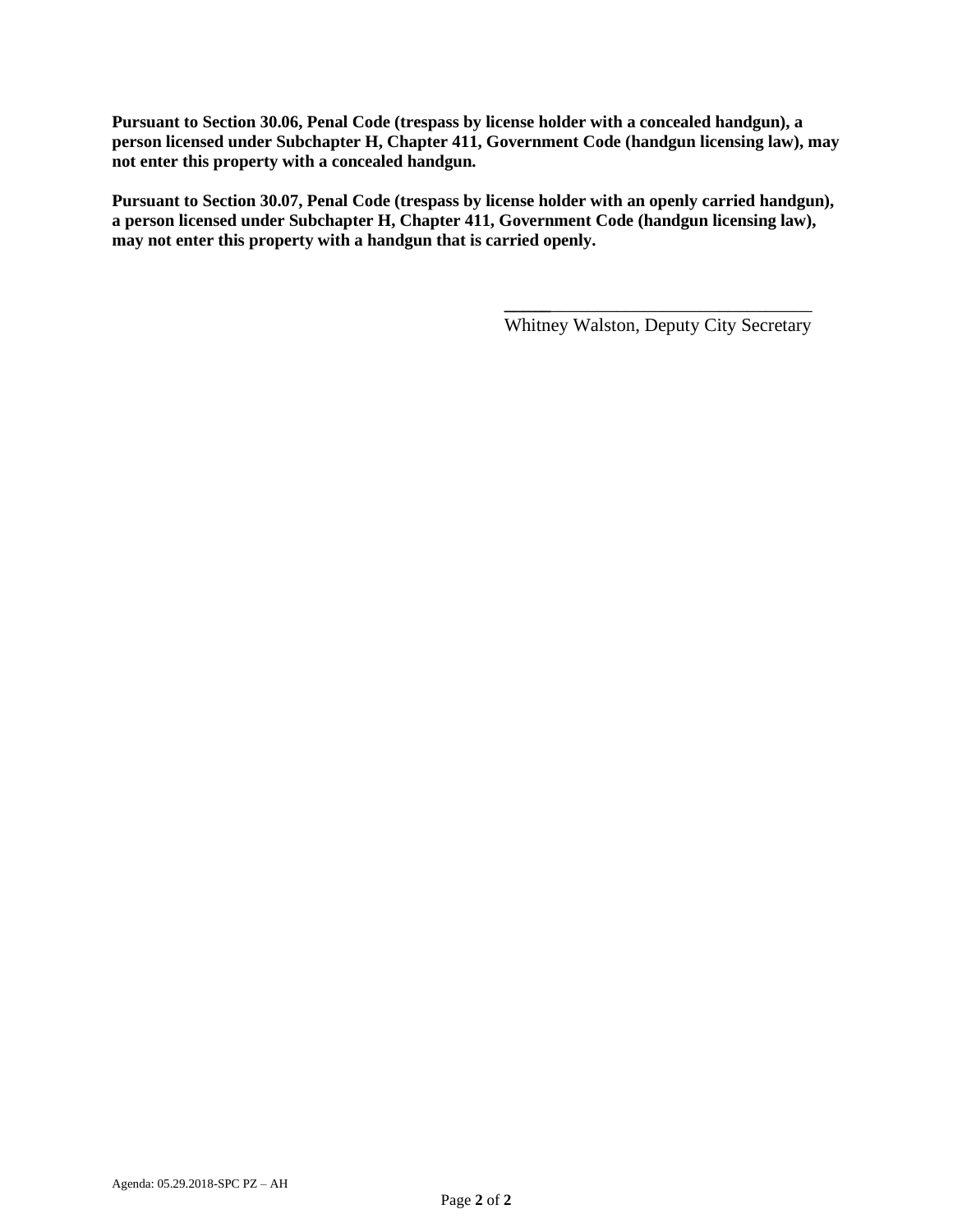**Pursuant to Section 30.06, Penal Code (trespass by license holder with a concealed handgun), a person licensed under Subchapter H, Chapter 411, Government Code (handgun licensing law), may not enter this property with a concealed handgun.**

**Pursuant to Section 30.07, Penal Code (trespass by license holder with an openly carried handgun), a person licensed under Subchapter H, Chapter 411, Government Code (handgun licensing law), may not enter this property with a handgun that is carried openly.**

\_\_\_\_\_\_\_\_\_\_\_\_\_\_\_\_\_\_\_\_\_\_\_\_\_\_\_\_\_\_\_\_\_\_

Whitney Walston, Deputy City Secretary

Agenda: 05.29.2018-SPC PZ – AH